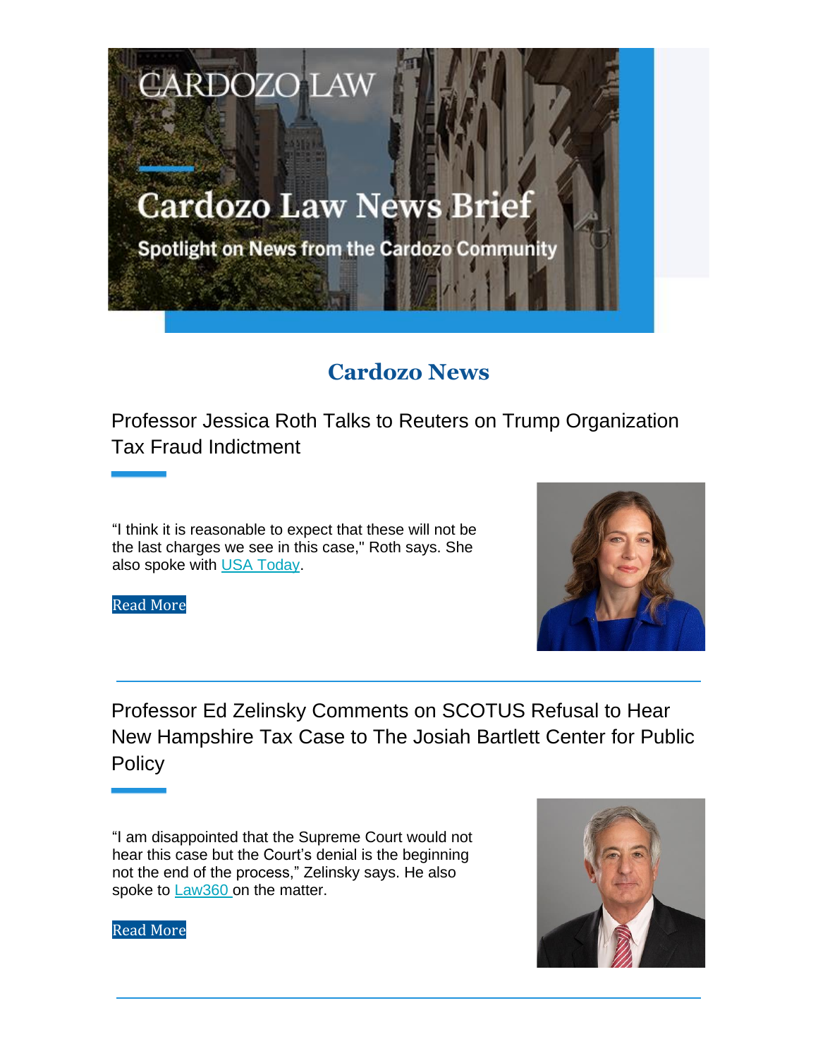CARDOZO LAW

# Cardozo Law News Brief

Spotlight on News from the Cardozo Community

## Cardozo News

### Professor Jessica Roth Talks to Reuters on Trump Organization Tax Fraud Indictment

“I think it is reasonable to expect that these will not be the last charges we see in this case," Roth says. She also spoke with USA Today.

Read More

### Professor Ed Zelinsky Comments on SCOTUS Refusal to Hear New Hampshire Tax Case to The Josiah Bartlett Center for Public Policy

“I am disappointed that the Supreme Court would not hear this case but the Court’s denial is the beginning not the end of the process,” Zelinsky says. He also spoke to Law360 on the matter.

Read More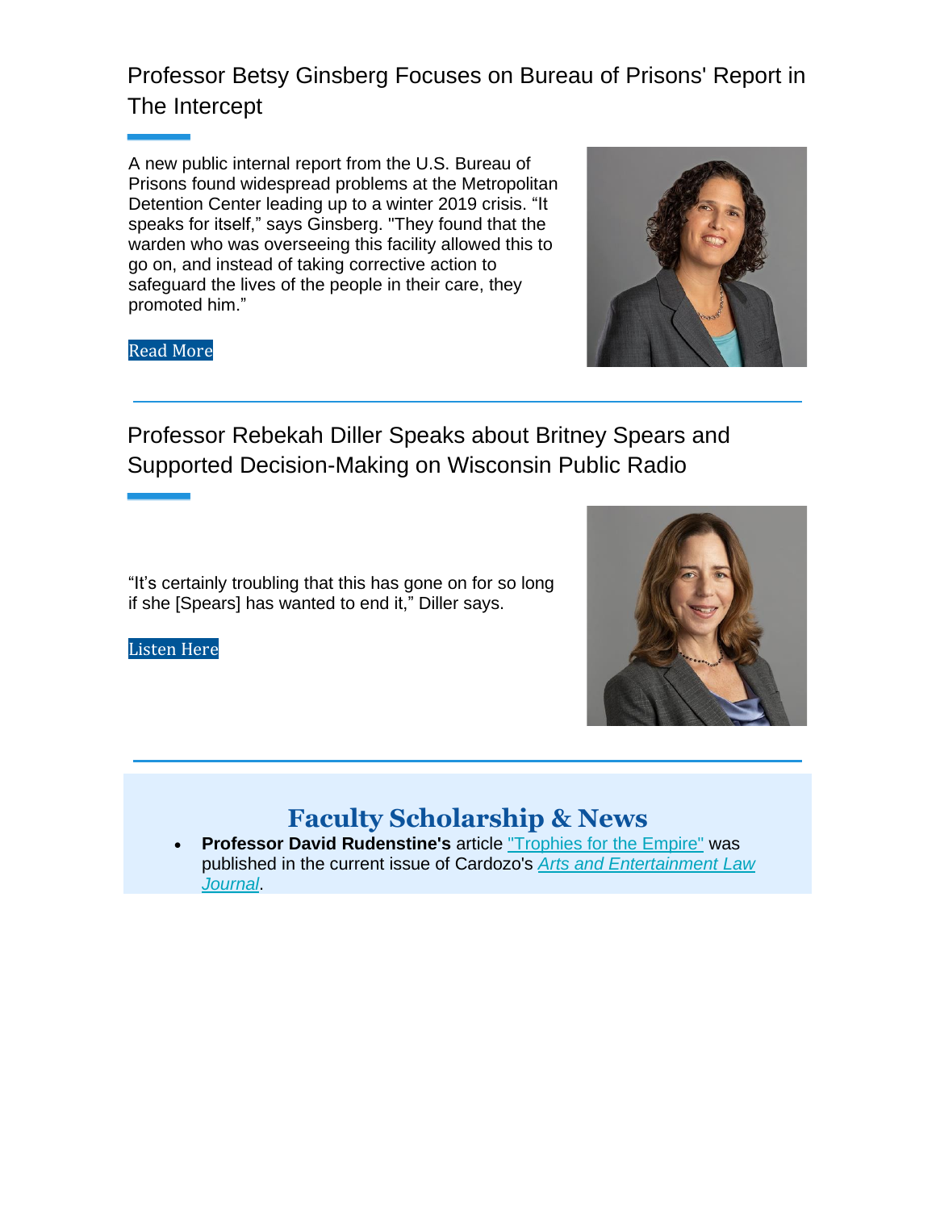## Professor Betsy Ginsberg Focuses on Bureau of Prisons' Report in The Intercept

A new public internal report from the U.S. Bureau of Prisons found widespread problems at the Metropolitan Detention Center leading up to a winter 2019 crisis. "It speaks for itself," says Ginsberg. "They found that the warden who was overseeing this facility allowed this to go on, and instead of taking corrective action to safeguard the lives of the people in their care, they promoted him."

Read More

## Professor Rebekah Diller Speaks about Britney Spears and Supported Decision-Making on Wisconsin Public Radio

"It's certainly troubling that this has gone on for so long if she [Spears] has wanted to end it," Diller says.

Listen Here

## Faculty Scholarship & News

- **Professor David Rudenstine's** article "Trophies for the Empire" was published in the current issue of Cardozo's *Arts and Entertainment Law Journal*.